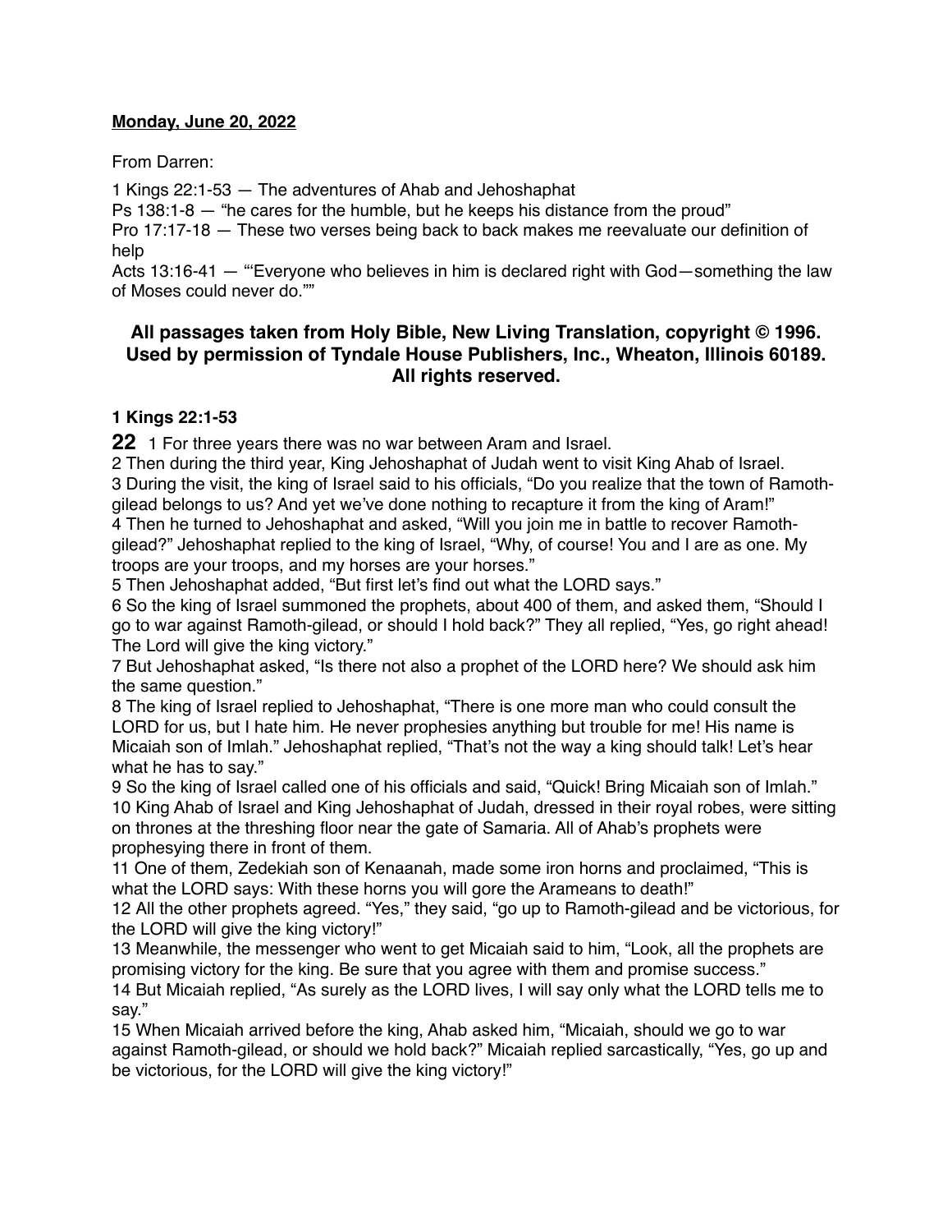**Monday, June 20, 2022**

From Darren:

1 Kings 22:1-53 — The adventures of Ahab and Jehoshaphat
Ps 138:1-8 — "he cares for the humble, but he keeps his distance from the proud"
Pro 17:17-18 — These two verses being back to back makes me reevaluate our definition of help
Acts 13:16-41 — "'Everyone who believes in him is declared right with God—something the law of Moses could never do.'"

**All passages taken from Holy Bible, New Living Translation, copyright © 1996. Used by permission of Tyndale House Publishers, Inc., Wheaton, Illinois 60189. All rights reserved.**

**1 Kings 22:1-53**

**22** 1 For three years there was no war between Aram and Israel.
2 Then during the third year, King Jehoshaphat of Judah went to visit King Ahab of Israel.
3 During the visit, the king of Israel said to his officials, "Do you realize that the town of Ramoth-gilead belongs to us? And yet we've done nothing to recapture it from the king of Aram!"
4 Then he turned to Jehoshaphat and asked, "Will you join me in battle to recover Ramoth-gilead?" Jehoshaphat replied to the king of Israel, "Why, of course! You and I are as one. My troops are your troops, and my horses are your horses."
5 Then Jehoshaphat added, "But first let's find out what the LORD says."
6 So the king of Israel summoned the prophets, about 400 of them, and asked them, "Should I go to war against Ramoth-gilead, or should I hold back?" They all replied, "Yes, go right ahead! The Lord will give the king victory."
7 But Jehoshaphat asked, "Is there not also a prophet of the LORD here? We should ask him the same question."
8 The king of Israel replied to Jehoshaphat, "There is one more man who could consult the LORD for us, but I hate him. He never prophesies anything but trouble for me! His name is Micaiah son of Imlah." Jehoshaphat replied, "That's not the way a king should talk! Let's hear what he has to say."
9 So the king of Israel called one of his officials and said, "Quick! Bring Micaiah son of Imlah."
10 King Ahab of Israel and King Jehoshaphat of Judah, dressed in their royal robes, were sitting on thrones at the threshing floor near the gate of Samaria. All of Ahab's prophets were prophesying there in front of them.
11 One of them, Zedekiah son of Kenaanah, made some iron horns and proclaimed, "This is what the LORD says: With these horns you will gore the Arameans to death!"
12 All the other prophets agreed. "Yes," they said, "go up to Ramoth-gilead and be victorious, for the LORD will give the king victory!"
13 Meanwhile, the messenger who went to get Micaiah said to him, "Look, all the prophets are promising victory for the king. Be sure that you agree with them and promise success."
14 But Micaiah replied, "As surely as the LORD lives, I will say only what the LORD tells me to say."
15 When Micaiah arrived before the king, Ahab asked him, "Micaiah, should we go to war against Ramoth-gilead, or should we hold back?" Micaiah replied sarcastically, "Yes, go up and be victorious, for the LORD will give the king victory!"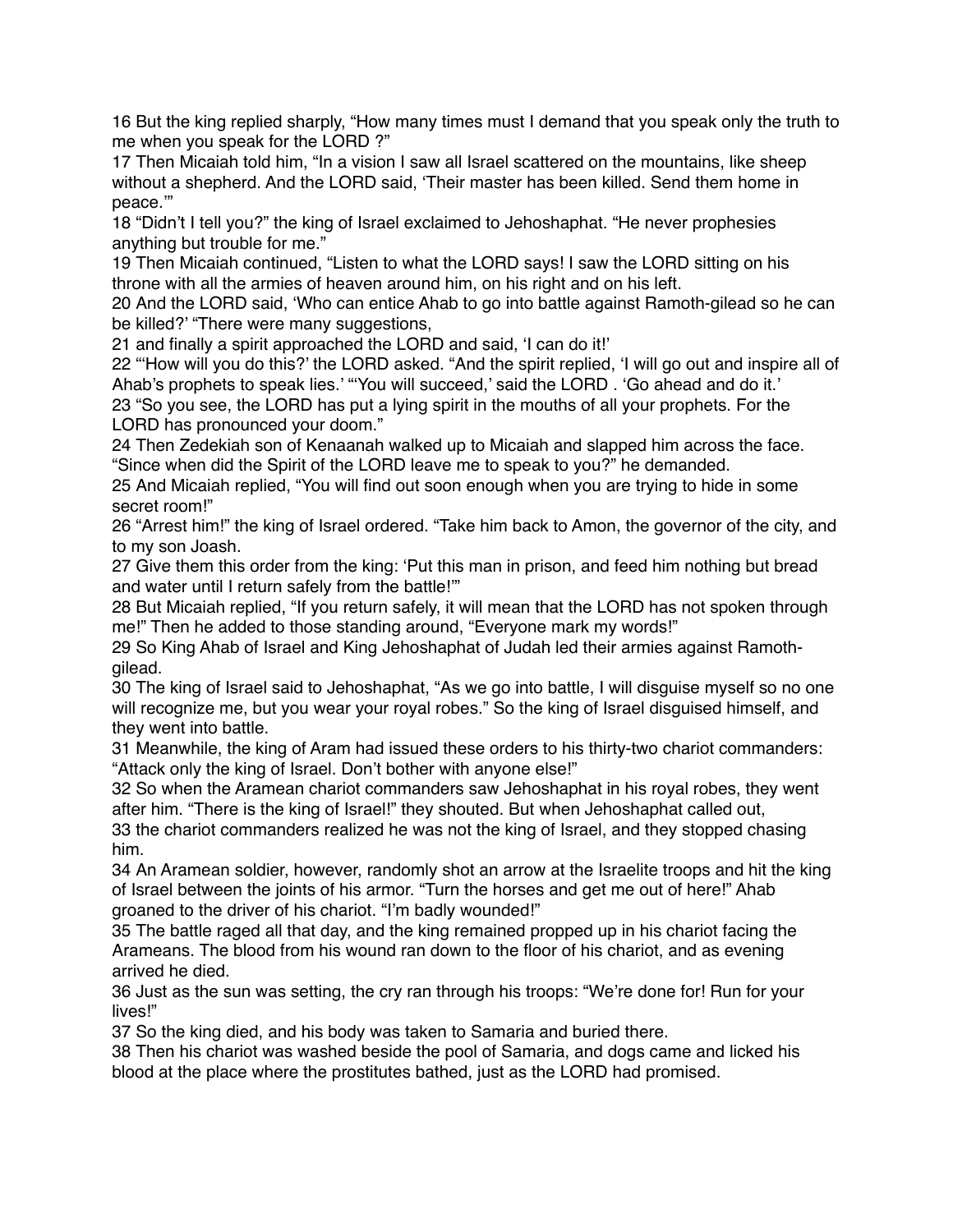16 But the king replied sharply, "How many times must I demand that you speak only the truth to me when you speak for the LORD ?"

17 Then Micaiah told him, "In a vision I saw all Israel scattered on the mountains, like sheep without a shepherd. And the LORD said, 'Their master has been killed. Send them home in peace.'"

18 "Didn't I tell you?" the king of Israel exclaimed to Jehoshaphat. "He never prophesies anything but trouble for me."

19 Then Micaiah continued, "Listen to what the LORD says! I saw the LORD sitting on his throne with all the armies of heaven around him, on his right and on his left.

20 And the LORD said, 'Who can entice Ahab to go into battle against Ramoth-gilead so he can be killed?' "There were many suggestions,

21 and finally a spirit approached the LORD and said, 'I can do it!'

22 "'How will you do this?' the LORD asked. "And the spirit replied, 'I will go out and inspire all of Ahab's prophets to speak lies.' "'You will succeed,' said the LORD . 'Go ahead and do it.'

23 "So you see, the LORD has put a lying spirit in the mouths of all your prophets. For the LORD has pronounced your doom."

24 Then Zedekiah son of Kenaanah walked up to Micaiah and slapped him across the face. "Since when did the Spirit of the LORD leave me to speak to you?" he demanded.

25 And Micaiah replied, "You will find out soon enough when you are trying to hide in some secret room!"

26 "Arrest him!" the king of Israel ordered. "Take him back to Amon, the governor of the city, and to my son Joash.

27 Give them this order from the king: 'Put this man in prison, and feed him nothing but bread and water until I return safely from the battle!'"

28 But Micaiah replied, "If you return safely, it will mean that the LORD has not spoken through me!" Then he added to those standing around, "Everyone mark my words!"

29 So King Ahab of Israel and King Jehoshaphat of Judah led their armies against Ramoth-gilead.

30 The king of Israel said to Jehoshaphat, "As we go into battle, I will disguise myself so no one will recognize me, but you wear your royal robes." So the king of Israel disguised himself, and they went into battle.

31 Meanwhile, the king of Aram had issued these orders to his thirty-two chariot commanders: "Attack only the king of Israel. Don't bother with anyone else!"

32 So when the Aramean chariot commanders saw Jehoshaphat in his royal robes, they went after him. "There is the king of Israel!" they shouted. But when Jehoshaphat called out,

33 the chariot commanders realized he was not the king of Israel, and they stopped chasing him.

34 An Aramean soldier, however, randomly shot an arrow at the Israelite troops and hit the king of Israel between the joints of his armor. "Turn the horses and get me out of here!" Ahab groaned to the driver of his chariot. "I'm badly wounded!"

35 The battle raged all that day, and the king remained propped up in his chariot facing the Arameans. The blood from his wound ran down to the floor of his chariot, and as evening arrived he died.

36 Just as the sun was setting, the cry ran through his troops: "We're done for! Run for your lives!"

37 So the king died, and his body was taken to Samaria and buried there.

38 Then his chariot was washed beside the pool of Samaria, and dogs came and licked his blood at the place where the prostitutes bathed, just as the LORD had promised.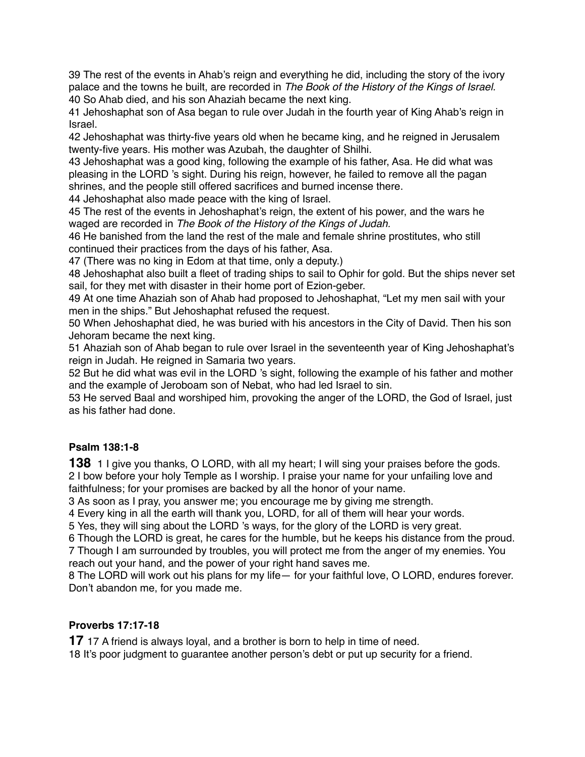39 The rest of the events in Ahab's reign and everything he did, including the story of the ivory palace and the towns he built, are recorded in *The Book of the History of the Kings of Israel.*
40 So Ahab died, and his son Ahaziah became the next king.
41 Jehoshaphat son of Asa began to rule over Judah in the fourth year of King Ahab's reign in Israel.
42 Jehoshaphat was thirty-five years old when he became king, and he reigned in Jerusalem twenty-five years. His mother was Azubah, the daughter of Shilhi.
43 Jehoshaphat was a good king, following the example of his father, Asa. He did what was pleasing in the LORD 's sight. During his reign, however, he failed to remove all the pagan shrines, and the people still offered sacrifices and burned incense there.
44 Jehoshaphat also made peace with the king of Israel.
45 The rest of the events in Jehoshaphat's reign, the extent of his power, and the wars he waged are recorded in *The Book of the History of the Kings of Judah.*
46 He banished from the land the rest of the male and female shrine prostitutes, who still continued their practices from the days of his father, Asa.
47 (There was no king in Edom at that time, only a deputy.)
48 Jehoshaphat also built a fleet of trading ships to sail to Ophir for gold. But the ships never set sail, for they met with disaster in their home port of Ezion-geber.
49 At one time Ahaziah son of Ahab had proposed to Jehoshaphat, "Let my men sail with your men in the ships." But Jehoshaphat refused the request.
50 When Jehoshaphat died, he was buried with his ancestors in the City of David. Then his son Jehoram became the next king.
51 Ahaziah son of Ahab began to rule over Israel in the seventeenth year of King Jehoshaphat's reign in Judah. He reigned in Samaria two years.
52 But he did what was evil in the LORD 's sight, following the example of his father and mother and the example of Jeroboam son of Nebat, who had led Israel to sin.
53 He served Baal and worshiped him, provoking the anger of the LORD, the God of Israel, just as his father had done.

**Psalm 138:1-8**

**138** 1 I give you thanks, O LORD, with all my heart; I will sing your praises before the gods.
2 I bow before your holy Temple as I worship. I praise your name for your unfailing love and faithfulness; for your promises are backed by all the honor of your name.
3 As soon as I pray, you answer me; you encourage me by giving me strength.
4 Every king in all the earth will thank you, LORD, for all of them will hear your words.
5 Yes, they will sing about the LORD 's ways, for the glory of the LORD is very great.
6 Though the LORD is great, he cares for the humble, but he keeps his distance from the proud.
7 Though I am surrounded by troubles, you will protect me from the anger of my enemies. You reach out your hand, and the power of your right hand saves me.
8 The LORD will work out his plans for my life— for your faithful love, O LORD, endures forever. Don't abandon me, for you made me.

**Proverbs 17:17-18**

**17** 17 A friend is always loyal, and a brother is born to help in time of need.
18 It's poor judgment to guarantee another person's debt or put up security for a friend.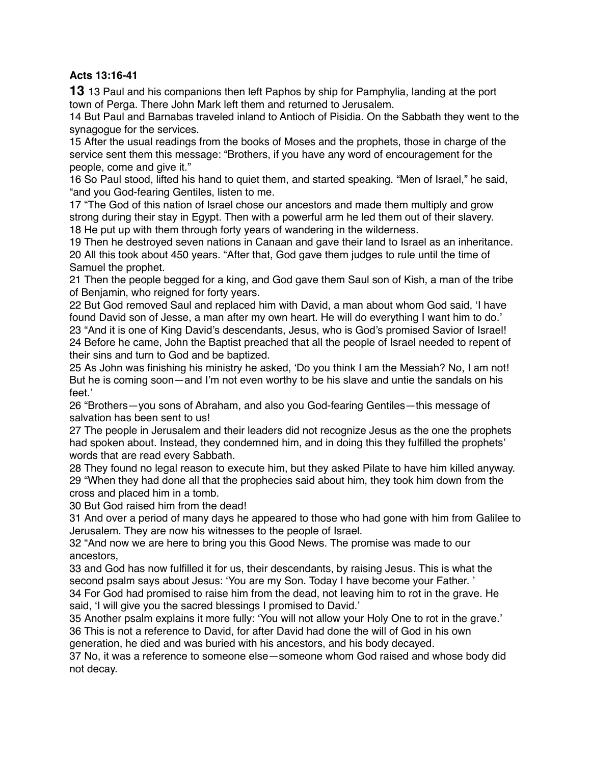**Acts 13:16-41**

**13** 13 Paul and his companions then left Paphos by ship for Pamphylia, landing at the port town of Perga. There John Mark left them and returned to Jerusalem.

14 But Paul and Barnabas traveled inland to Antioch of Pisidia. On the Sabbath they went to the synagogue for the services.

15 After the usual readings from the books of Moses and the prophets, those in charge of the service sent them this message: "Brothers, if you have any word of encouragement for the people, come and give it."

16 So Paul stood, lifted his hand to quiet them, and started speaking. "Men of Israel," he said, "and you God-fearing Gentiles, listen to me.

17 "The God of this nation of Israel chose our ancestors and made them multiply and grow strong during their stay in Egypt. Then with a powerful arm he led them out of their slavery.

18 He put up with them through forty years of wandering in the wilderness.

19 Then he destroyed seven nations in Canaan and gave their land to Israel as an inheritance.

20 All this took about 450 years. "After that, God gave them judges to rule until the time of Samuel the prophet.

21 Then the people begged for a king, and God gave them Saul son of Kish, a man of the tribe of Benjamin, who reigned for forty years.

22 But God removed Saul and replaced him with David, a man about whom God said, 'I have found David son of Jesse, a man after my own heart. He will do everything I want him to do.'

23 "And it is one of King David's descendants, Jesus, who is God's promised Savior of Israel!

24 Before he came, John the Baptist preached that all the people of Israel needed to repent of their sins and turn to God and be baptized.

25 As John was finishing his ministry he asked, 'Do you think I am the Messiah? No, I am not! But he is coming soon—and I'm not even worthy to be his slave and untie the sandals on his feet.'

26 "Brothers—you sons of Abraham, and also you God-fearing Gentiles—this message of salvation has been sent to us!

27 The people in Jerusalem and their leaders did not recognize Jesus as the one the prophets had spoken about. Instead, they condemned him, and in doing this they fulfilled the prophets' words that are read every Sabbath.

28 They found no legal reason to execute him, but they asked Pilate to have him killed anyway.

29 "When they had done all that the prophecies said about him, they took him down from the cross and placed him in a tomb.

30 But God raised him from the dead!

31 And over a period of many days he appeared to those who had gone with him from Galilee to Jerusalem. They are now his witnesses to the people of Israel.

32 "And now we are here to bring you this Good News. The promise was made to our ancestors,

33 and God has now fulfilled it for us, their descendants, by raising Jesus. This is what the second psalm says about Jesus: 'You are my Son. Today I have become your Father. '

34 For God had promised to raise him from the dead, not leaving him to rot in the grave. He said, 'I will give you the sacred blessings I promised to David.'

35 Another psalm explains it more fully: 'You will not allow your Holy One to rot in the grave.'

36 This is not a reference to David, for after David had done the will of God in his own generation, he died and was buried with his ancestors, and his body decayed.

37 No, it was a reference to someone else—someone whom God raised and whose body did not decay.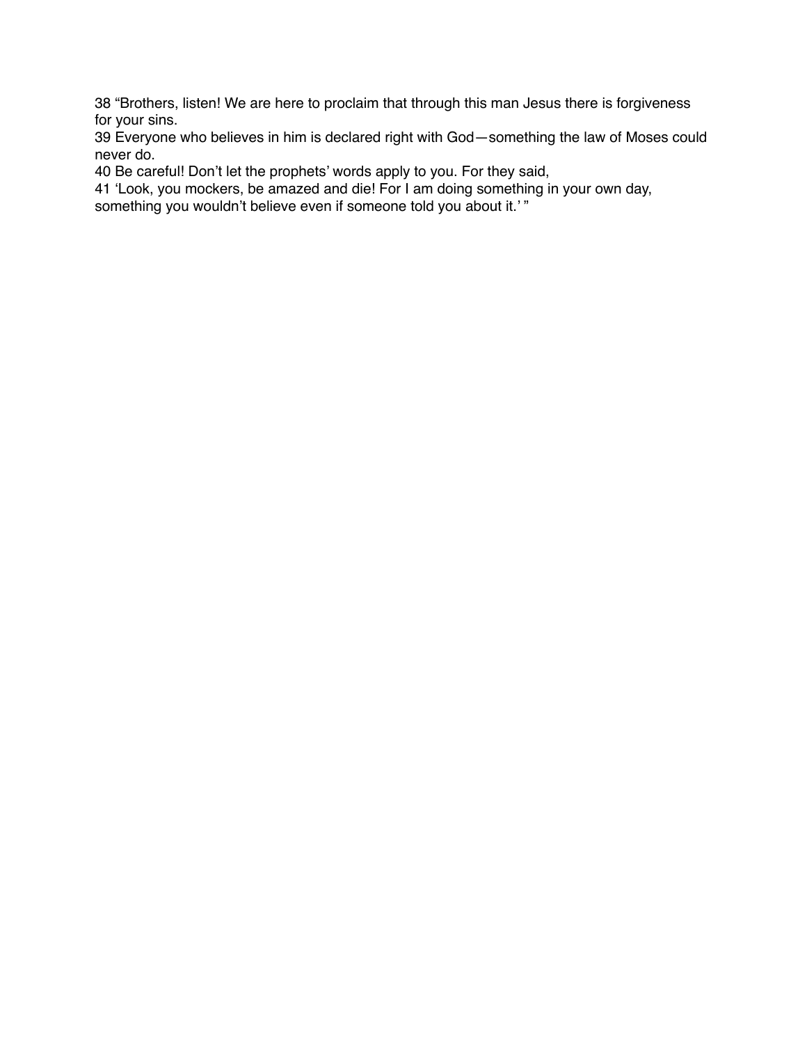38 “Brothers, listen! We are here to proclaim that through this man Jesus there is forgiveness for your sins.
39 Everyone who believes in him is declared right with God—something the law of Moses could never do.
40 Be careful! Don’t let the prophets’ words apply to you. For they said,
41 ‘Look, you mockers, be amazed and die! For I am doing something in your own day, something you wouldn’t believe even if someone told you about it.’ ”